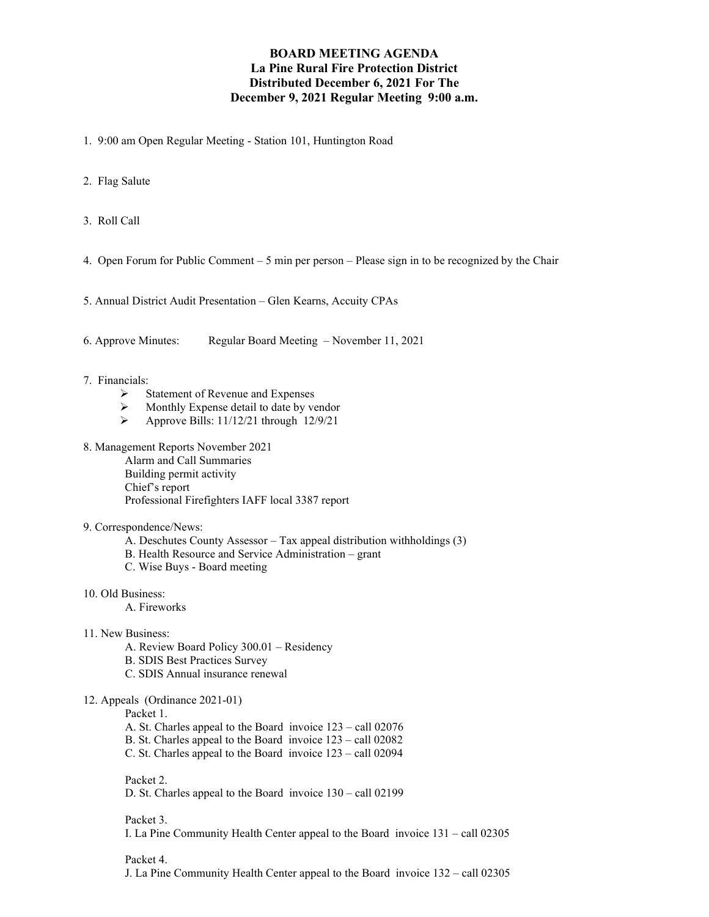# BOARD MEETING AGENDA

**La Pine Rural Fire Protection District**
**Distributed December 6, 2021 For The**
**December 9, 2021 Regular Meeting 9:00 a.m.**

1. 9:00 am Open Regular Meeting - Station 101, Huntington Road

2. Flag Salute

3. Roll Call

4. Open Forum for Public Comment – 5 min per person – Please sign in to be recognized by the Chair

5. Annual District Audit Presentation – Glen Kearns, Accuity CPAs

6. Approve Minutes: Regular Board Meeting – November 11, 2021

7. Financials:
   - Statement of Revenue and Expenses
   - Monthly Expense detail to date by vendor
   - Approve Bills: 11/12/21 through 12/9/21

8. Management Reports November 2021
   - Alarm and Call Summaries
   - Building permit activity
   - Chief's report
   - Professional Firefighters IAFF local 3387 report

9. Correspondence/News:
   - A. Deschutes County Assessor – Tax appeal distribution withholdings (3)
   - B. Health Resource and Service Administration – grant
   - C. Wise Buys - Board meeting

10. Old Business:
    - A. Fireworks

11. New Business:
    - A. Review Board Policy 300.01 – Residency
    - B. SDIS Best Practices Survey
    - C. SDIS Annual insurance renewal

12. Appeals (Ordinance 2021-01)

    Packet 1.
    - A. St. Charles appeal to the Board invoice 123 – call 02076
    - B. St. Charles appeal to the Board invoice 123 – call 02082
    - C. St. Charles appeal to the Board invoice 123 – call 02094

    Packet 2.
    - D. St. Charles appeal to the Board invoice 130 – call 02199

    Packet 3.
    - I. La Pine Community Health Center appeal to the Board invoice 131 – call 02305

    Packet 4.
    - J. La Pine Community Health Center appeal to the Board invoice 132 – call 02305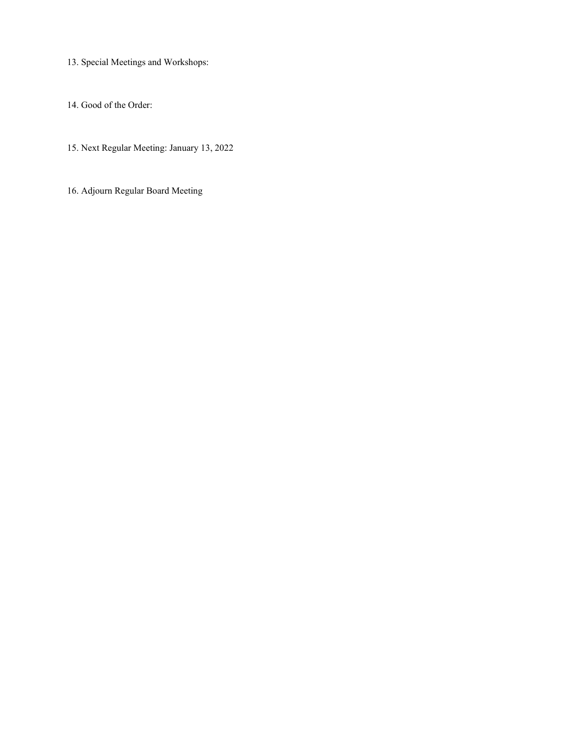13. Special Meetings and Workshops:

14. Good of the Order:

15. Next Regular Meeting: January 13, 2022

16. Adjourn Regular Board Meeting